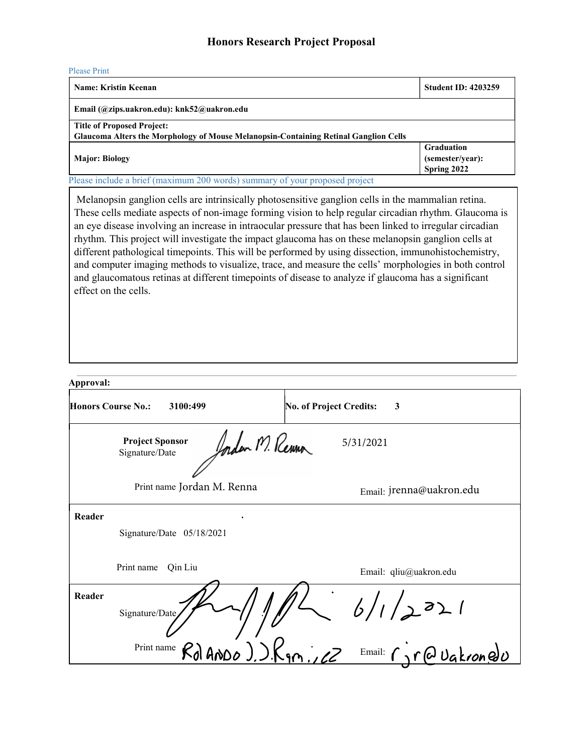# Honors Research Project Proposal

Please Print

| Name: Kristin Keenan | Student ID: 4203259 |
|---|---|
| Email (@zips.uakron.edu): knk52@uakron.edu | |
| Title of Proposed Project: Glaucoma Alters the Morphology of Mouse Melanopsin-Containing Retinal Ganglion Cells | |
| Major: Biology | Graduation (semester/year): Spring 2022 |

Please include a brief (maximum 200 words) summary of your proposed project

Melanopsin ganglion cells are intrinsically photosensitive ganglion cells in the mammalian retina. These cells mediate aspects of non-image forming vision to help regular circadian rhythm. Glaucoma is an eye disease involving an increase in intraocular pressure that has been linked to irregular circadian rhythm. This project will investigate the impact glaucoma has on these melanopsin ganglion cells at different pathological timepoints. This will be performed by using dissection, immunohistochemistry, and computer imaging methods to visualize, trace, and measure the cells' morphologies in both control and glaucomatous retinas at different timepoints of disease to analyze if glaucoma has a significant effect on the cells.

**Approval:**

| Honors Course No.: 3100:499 | No. of Project Credits: 3 |
|---|---|
| **Project Sponsor** Signature/Date *Jordan M. Renna* 5/31/2021 | |
| Print name Jordan M. Renna | Email: jrenna@uakron.edu |
| **Reader** Signature/Date 05/18/2021 | |
| Print name Qin Liu | Email: qliu@uakron.edu |
| **Reader** Signature/Date *[signature]* 6/1/2021 | |
| Print name Rolando J. J. Ramirez | Email: rjr@uakron.edu |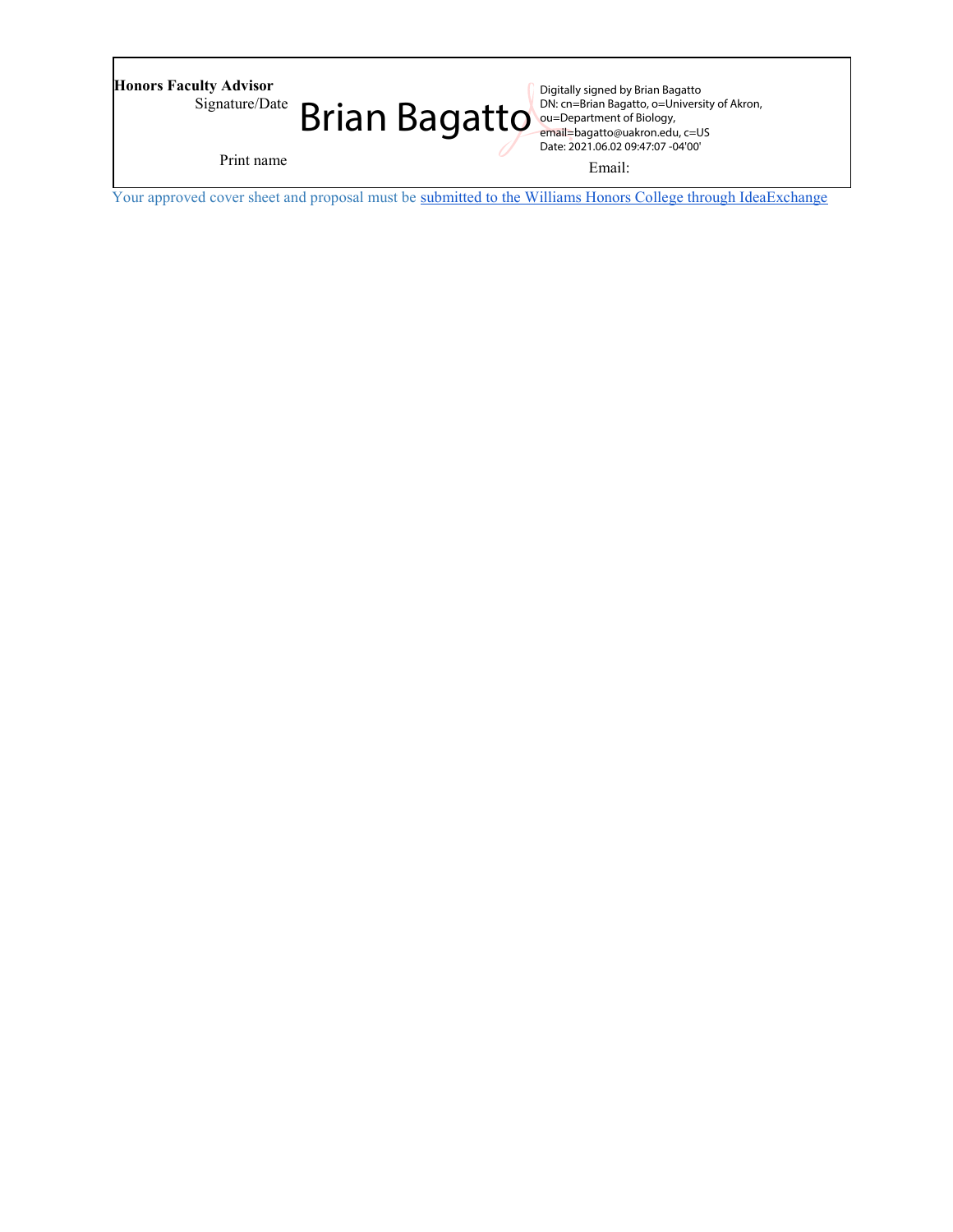**Honors Faculty Advisor**

Signature/Date Brian Bagatto

Digitally signed by Brian Bagatto
DN: cn=Brian Bagatto, o=University of Akron, ou=Department of Biology, email=bagatto@uakron.edu, c=US
Date: 2021.06.02 09:47:07 -04'00'

Print name

Email:

Your approved cover sheet and proposal must be submitted to the Williams Honors College through IdeaExchange